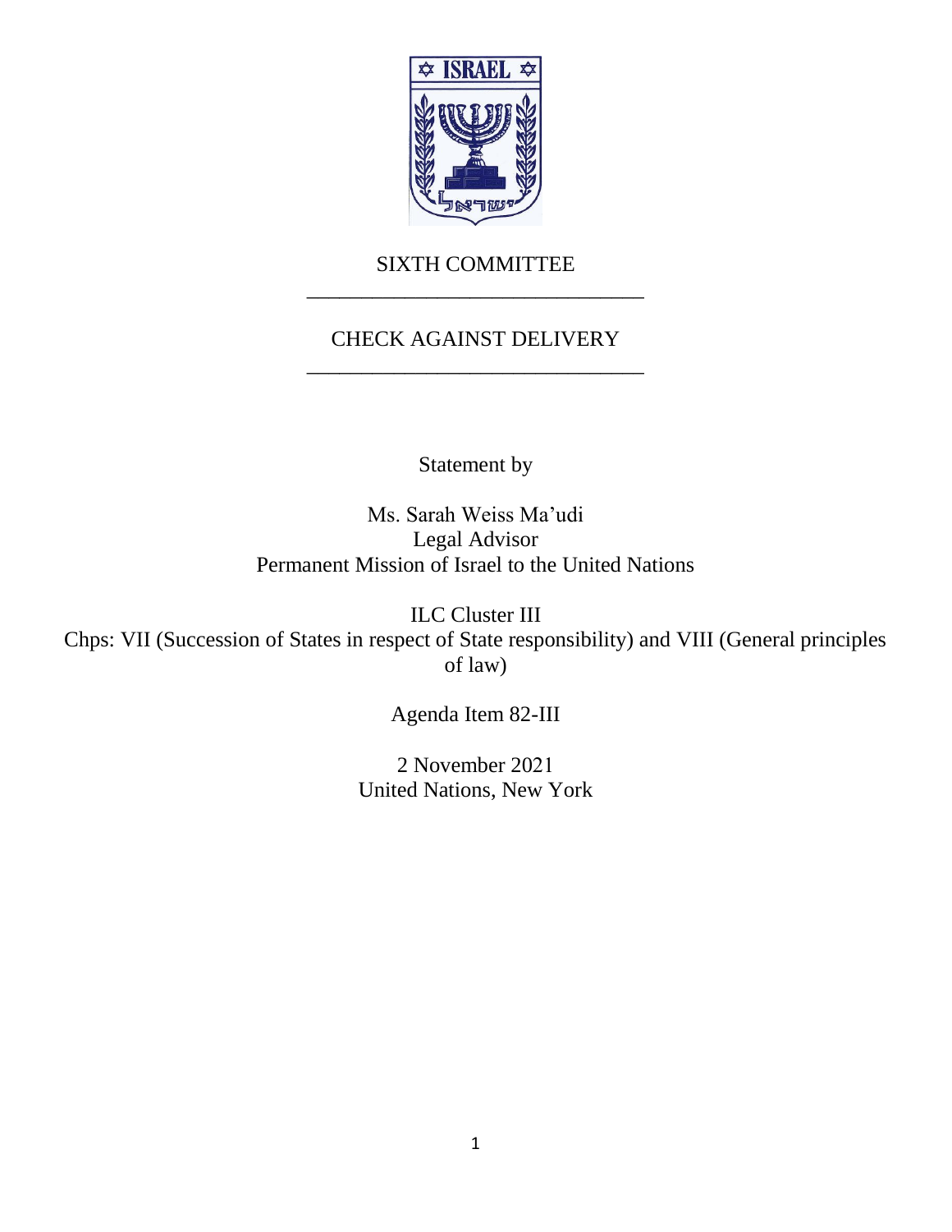SIXTH COMMITTEE

---

CHECK AGAINST DELIVERY

---

Statement by

Ms. Sarah Weiss Ma'udi
Legal Advisor
Permanent Mission of Israel to the United Nations

ILC Cluster III
Chps: VII (Succession of States in respect of State responsibility) and VIII (General principles of law)

Agenda Item 82-III

2 November 2021
United Nations, New York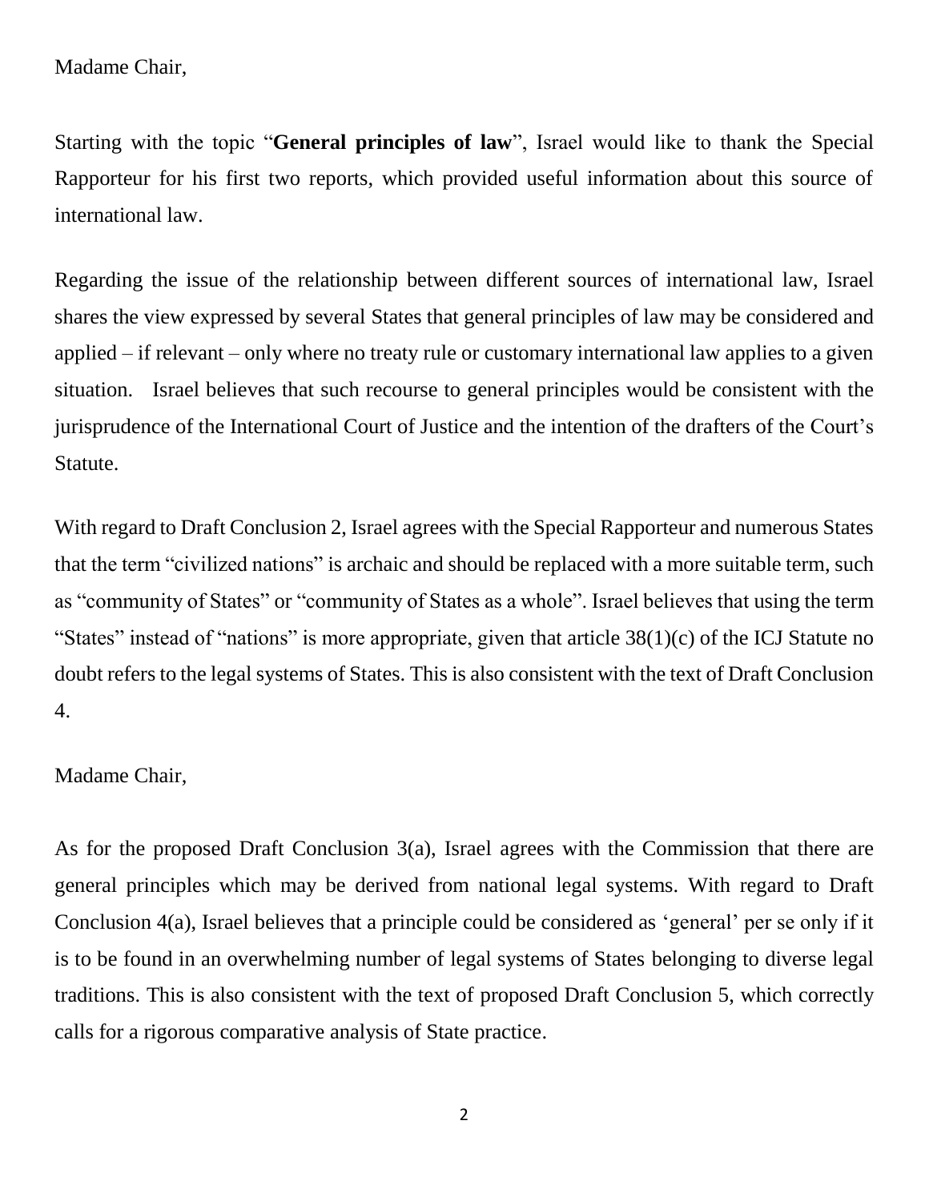Madame Chair,

Starting with the topic "**General principles of law**", Israel would like to thank the Special Rapporteur for his first two reports, which provided useful information about this source of international law.

Regarding the issue of the relationship between different sources of international law, Israel shares the view expressed by several States that general principles of law may be considered and applied – if relevant – only where no treaty rule or customary international law applies to a given situation. Israel believes that such recourse to general principles would be consistent with the jurisprudence of the International Court of Justice and the intention of the drafters of the Court's Statute.

With regard to Draft Conclusion 2, Israel agrees with the Special Rapporteur and numerous States that the term "civilized nations" is archaic and should be replaced with a more suitable term, such as "community of States" or "community of States as a whole". Israel believes that using the term "States" instead of "nations" is more appropriate, given that article 38(1)(c) of the ICJ Statute no doubt refers to the legal systems of States. This is also consistent with the text of Draft Conclusion 4.

Madame Chair,

As for the proposed Draft Conclusion 3(a), Israel agrees with the Commission that there are general principles which may be derived from national legal systems. With regard to Draft Conclusion 4(a), Israel believes that a principle could be considered as 'general' per se only if it is to be found in an overwhelming number of legal systems of States belonging to diverse legal traditions. This is also consistent with the text of proposed Draft Conclusion 5, which correctly calls for a rigorous comparative analysis of State practice.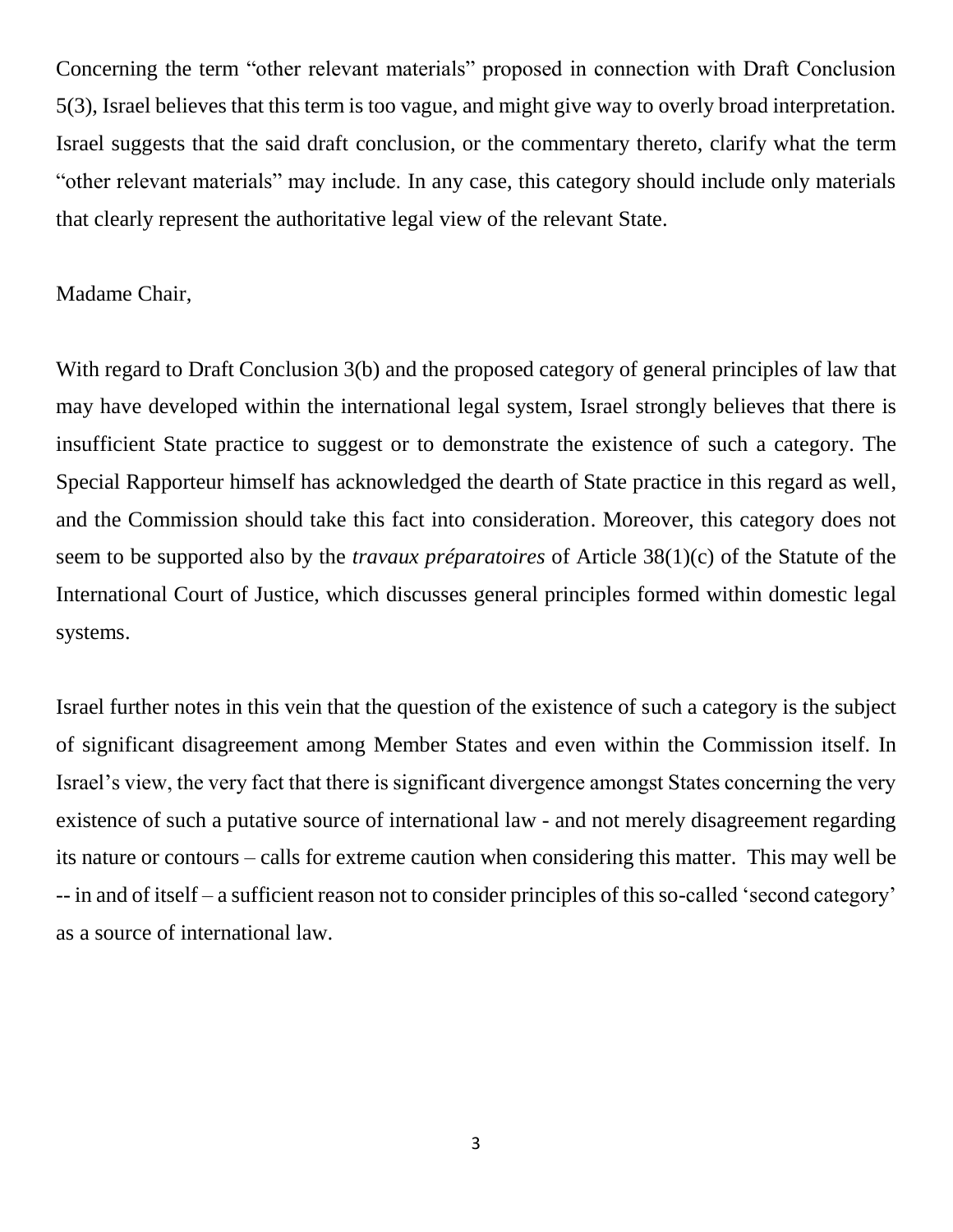Concerning the term "other relevant materials" proposed in connection with Draft Conclusion 5(3), Israel believes that this term is too vague, and might give way to overly broad interpretation. Israel suggests that the said draft conclusion, or the commentary thereto, clarify what the term "other relevant materials" may include. In any case, this category should include only materials that clearly represent the authoritative legal view of the relevant State.

Madame Chair,

With regard to Draft Conclusion 3(b) and the proposed category of general principles of law that may have developed within the international legal system, Israel strongly believes that there is insufficient State practice to suggest or to demonstrate the existence of such a category. The Special Rapporteur himself has acknowledged the dearth of State practice in this regard as well, and the Commission should take this fact into consideration. Moreover, this category does not seem to be supported also by the *travaux préparatoires* of Article 38(1)(c) of the Statute of the International Court of Justice, which discusses general principles formed within domestic legal systems.

Israel further notes in this vein that the question of the existence of such a category is the subject of significant disagreement among Member States and even within the Commission itself. In Israel's view, the very fact that there is significant divergence amongst States concerning the very existence of such a putative source of international law - and not merely disagreement regarding its nature or contours – calls for extreme caution when considering this matter. This may well be -- in and of itself – a sufficient reason not to consider principles of this so-called 'second category' as a source of international law.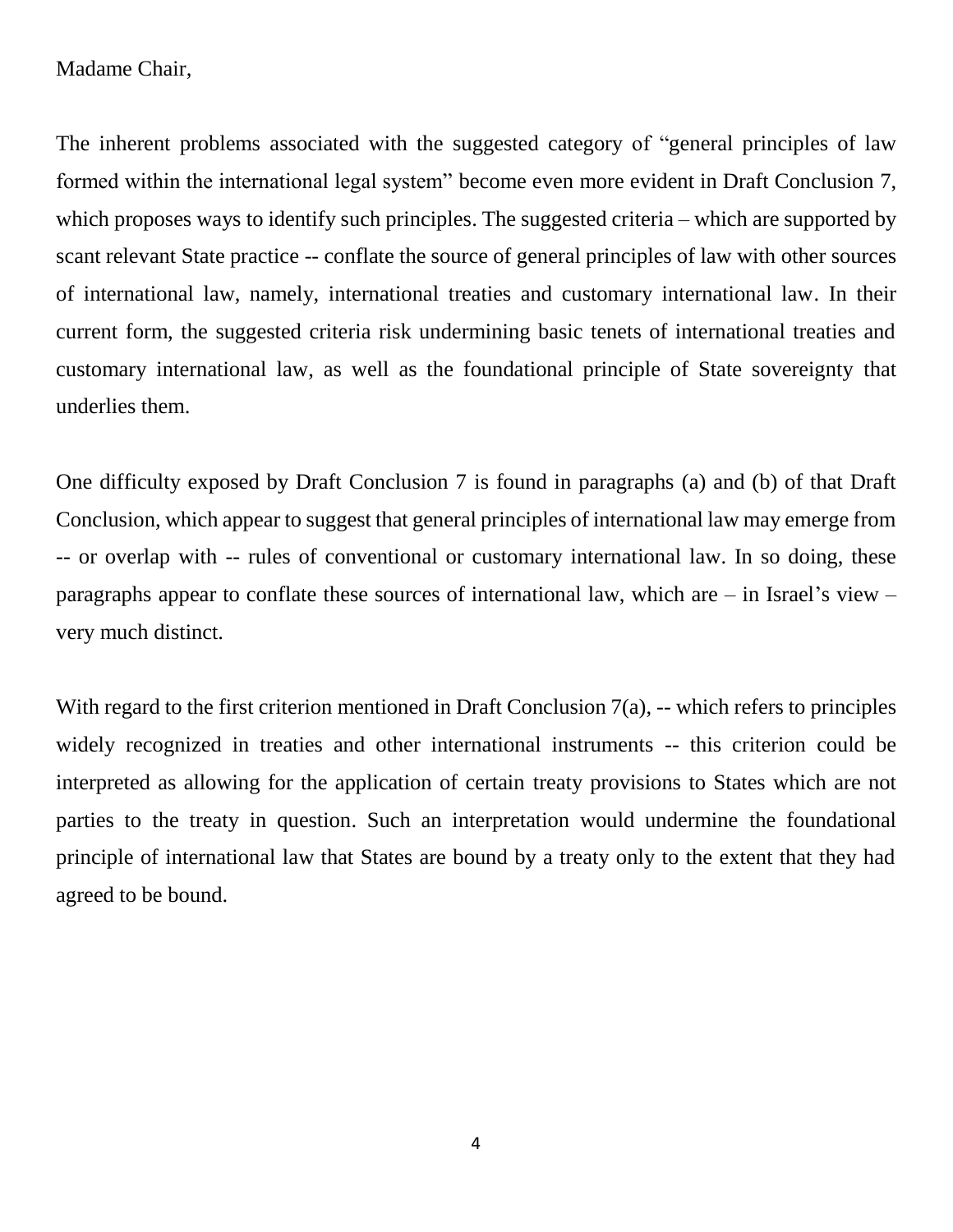Madame Chair,

The inherent problems associated with the suggested category of "general principles of law formed within the international legal system" become even more evident in Draft Conclusion 7, which proposes ways to identify such principles. The suggested criteria – which are supported by scant relevant State practice -- conflate the source of general principles of law with other sources of international law, namely, international treaties and customary international law. In their current form, the suggested criteria risk undermining basic tenets of international treaties and customary international law, as well as the foundational principle of State sovereignty that underlies them.

One difficulty exposed by Draft Conclusion 7 is found in paragraphs (a) and (b) of that Draft Conclusion, which appear to suggest that general principles of international law may emerge from -- or overlap with -- rules of conventional or customary international law. In so doing, these paragraphs appear to conflate these sources of international law, which are – in Israel's view – very much distinct.

With regard to the first criterion mentioned in Draft Conclusion 7(a), -- which refers to principles widely recognized in treaties and other international instruments -- this criterion could be interpreted as allowing for the application of certain treaty provisions to States which are not parties to the treaty in question. Such an interpretation would undermine the foundational principle of international law that States are bound by a treaty only to the extent that they had agreed to be bound.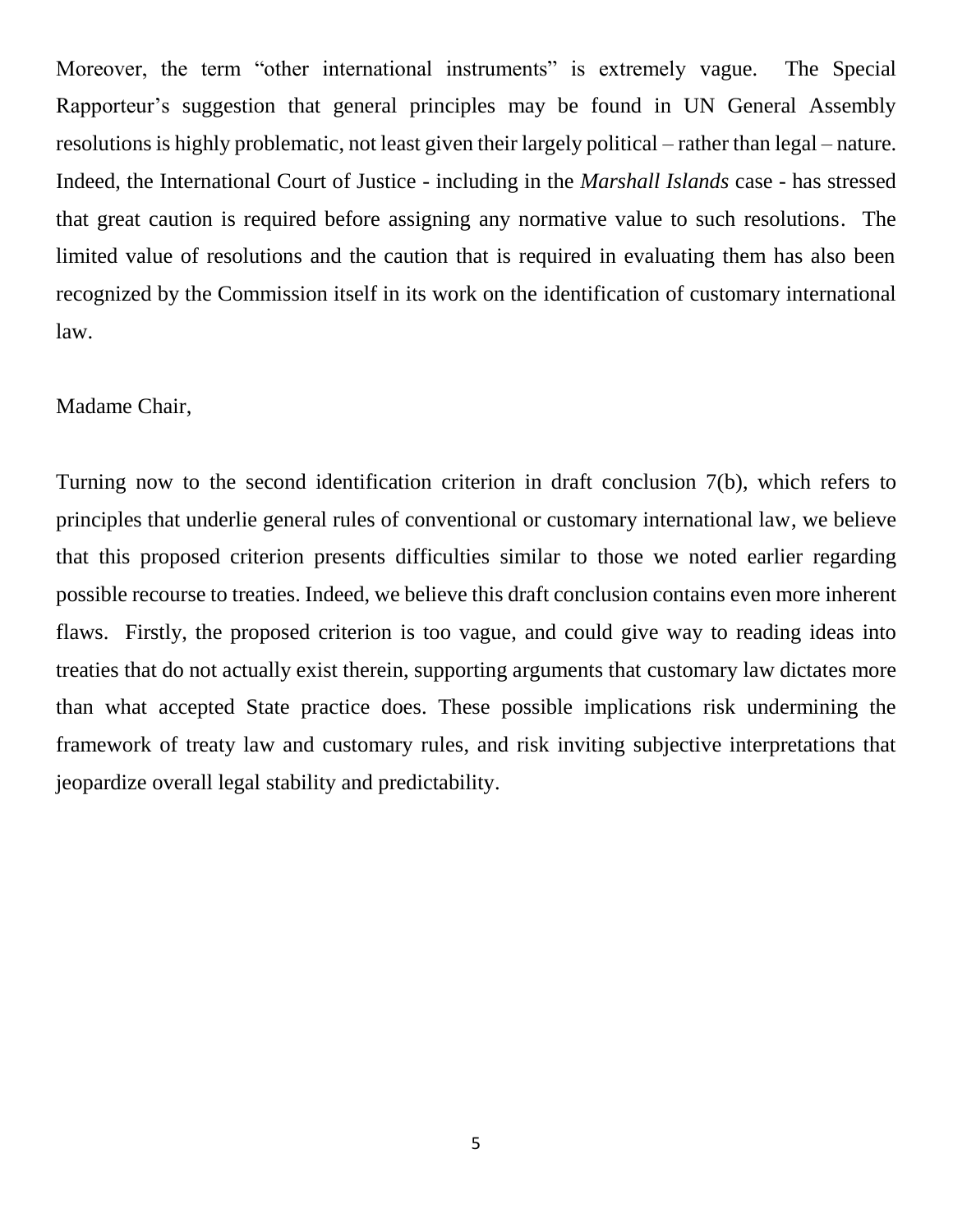Moreover, the term "other international instruments" is extremely vague. The Special Rapporteur's suggestion that general principles may be found in UN General Assembly resolutions is highly problematic, not least given their largely political – rather than legal – nature. Indeed, the International Court of Justice - including in the *Marshall Islands* case - has stressed that great caution is required before assigning any normative value to such resolutions. The limited value of resolutions and the caution that is required in evaluating them has also been recognized by the Commission itself in its work on the identification of customary international law.

Madame Chair,

Turning now to the second identification criterion in draft conclusion 7(b), which refers to principles that underlie general rules of conventional or customary international law, we believe that this proposed criterion presents difficulties similar to those we noted earlier regarding possible recourse to treaties. Indeed, we believe this draft conclusion contains even more inherent flaws. Firstly, the proposed criterion is too vague, and could give way to reading ideas into treaties that do not actually exist therein, supporting arguments that customary law dictates more than what accepted State practice does. These possible implications risk undermining the framework of treaty law and customary rules, and risk inviting subjective interpretations that jeopardize overall legal stability and predictability.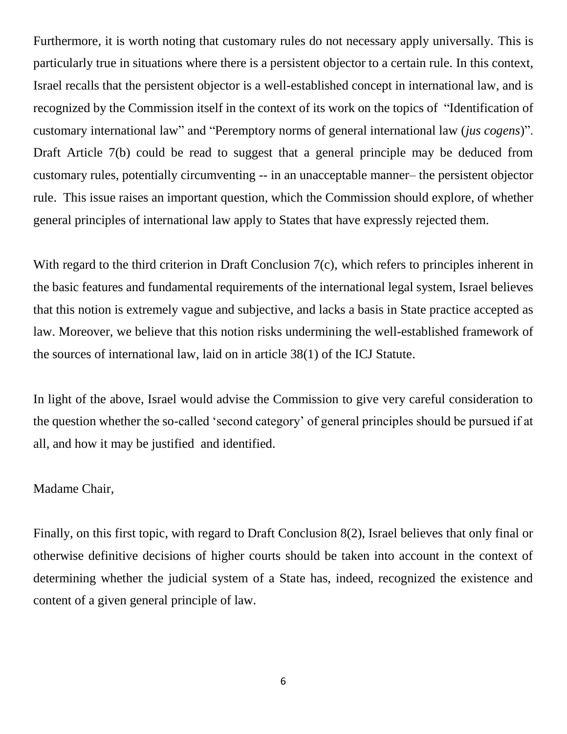Furthermore, it is worth noting that customary rules do not necessary apply universally. This is particularly true in situations where there is a persistent objector to a certain rule. In this context, Israel recalls that the persistent objector is a well-established concept in international law, and is recognized by the Commission itself in the context of its work on the topics of "Identification of customary international law" and "Peremptory norms of general international law (*jus cogens*)". Draft Article 7(b) could be read to suggest that a general principle may be deduced from customary rules, potentially circumventing -- in an unacceptable manner– the persistent objector rule. This issue raises an important question, which the Commission should explore, of whether general principles of international law apply to States that have expressly rejected them.

With regard to the third criterion in Draft Conclusion 7(c), which refers to principles inherent in the basic features and fundamental requirements of the international legal system, Israel believes that this notion is extremely vague and subjective, and lacks a basis in State practice accepted as law. Moreover, we believe that this notion risks undermining the well-established framework of the sources of international law, laid on in article 38(1) of the ICJ Statute.

In light of the above, Israel would advise the Commission to give very careful consideration to the question whether the so-called 'second category' of general principles should be pursued if at all, and how it may be justified and identified.

Madame Chair,

Finally, on this first topic, with regard to Draft Conclusion 8(2), Israel believes that only final or otherwise definitive decisions of higher courts should be taken into account in the context of determining whether the judicial system of a State has, indeed, recognized the existence and content of a given general principle of law.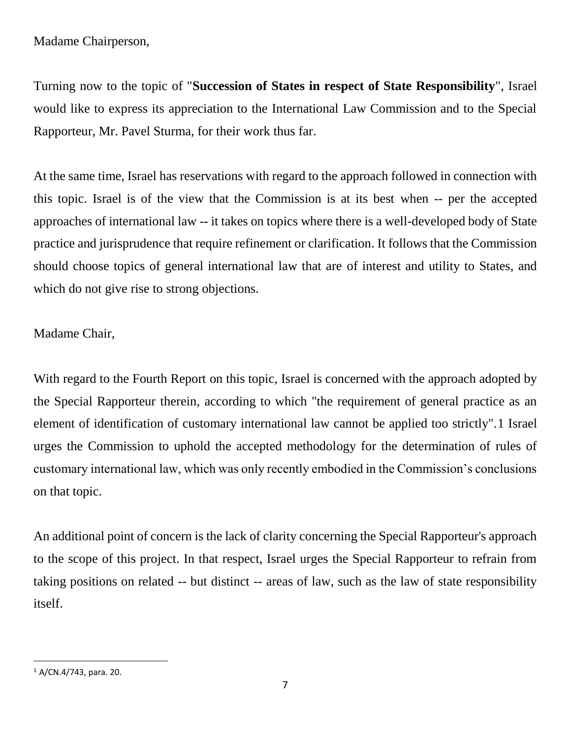Madame Chairperson,

Turning now to the topic of "**Succession of States in respect of State Responsibility**", Israel would like to express its appreciation to the International Law Commission and to the Special Rapporteur, Mr. Pavel Sturma, for their work thus far.

At the same time, Israel has reservations with regard to the approach followed in connection with this topic. Israel is of the view that the Commission is at its best when -- per the accepted approaches of international law -- it takes on topics where there is a well-developed body of State practice and jurisprudence that require refinement or clarification. It follows that the Commission should choose topics of general international law that are of interest and utility to States, and which do not give rise to strong objections.

Madame Chair,

With regard to the Fourth Report on this topic, Israel is concerned with the approach adopted by the Special Rapporteur therein, according to which "the requirement of general practice as an element of identification of customary international law cannot be applied too strictly".[1] Israel urges the Commission to uphold the accepted methodology for the determination of rules of customary international law, which was only recently embodied in the Commission's conclusions on that topic.

An additional point of concern is the lack of clarity concerning the Special Rapporteur's approach to the scope of this project. In that respect, Israel urges the Special Rapporteur to refrain from taking positions on related -- but distinct -- areas of law, such as the law of state responsibility itself.

---

[1] A/CN.4/743, para. 20.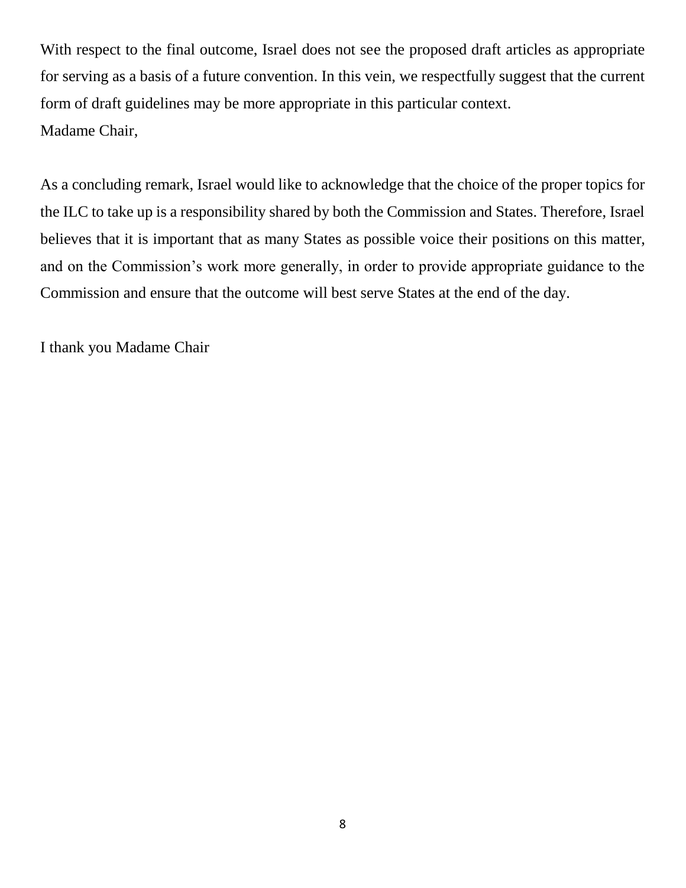With respect to the final outcome, Israel does not see the proposed draft articles as appropriate for serving as a basis of a future convention. In this vein, we respectfully suggest that the current form of draft guidelines may be more appropriate in this particular context.

Madame Chair,

As a concluding remark, Israel would like to acknowledge that the choice of the proper topics for the ILC to take up is a responsibility shared by both the Commission and States. Therefore, Israel believes that it is important that as many States as possible voice their positions on this matter, and on the Commission's work more generally, in order to provide appropriate guidance to the Commission and ensure that the outcome will best serve States at the end of the day.

I thank you Madame Chair